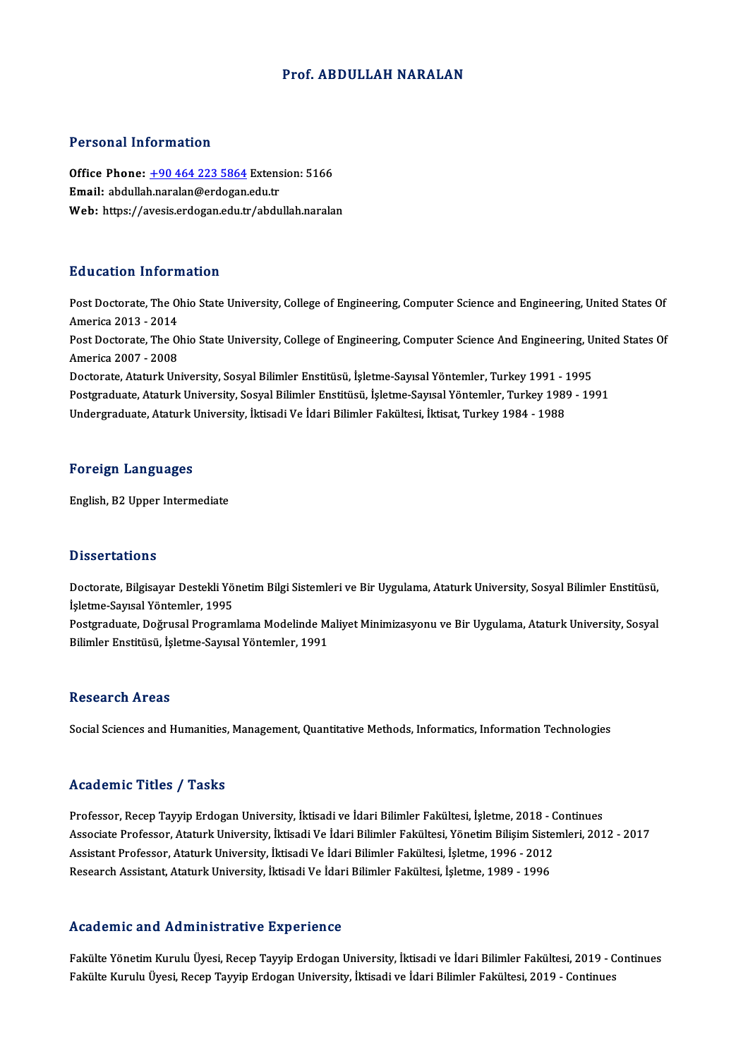# Prof. ABDULLAH NARALAN

## Personal Information

**Office Phone:** +90 464 223 5864 Extension: 5166
**Email:** abdullah.naralan@erdogan.edu.tr
**Web:** https://avesis.erdogan.edu.tr/abdullah.naralan

## Education Information

Post Doctorate, The Ohio State University, College of Engineering, Computer Science and Engineering, United States Of America 2013 - 2014
Post Doctorate, The Ohio State University, College of Engineering, Computer Science And Engineering, United States Of America 2007 - 2008
Doctorate, Ataturk University, Sosyal Bilimler Enstitüsü, İşletme-Sayısal Yöntemler, Turkey 1991 - 1995
Postgraduate, Ataturk University, Sosyal Bilimler Enstitüsü, İşletme-Sayısal Yöntemler, Turkey 1989 - 1991
Undergraduate, Ataturk University, İktisadi Ve İdari Bilimler Fakültesi, İktisat, Turkey 1984 - 1988

## Foreign Languages

English, B2 Upper Intermediate

## Dissertations

Doctorate, Bilgisayar Destekli Yönetim Bilgi Sistemleri ve Bir Uygulama, Ataturk University, Sosyal Bilimler Enstitüsü, İşletme-Sayısal Yöntemler, 1995
Postgraduate, Doğrusal Programlama Modelinde Maliyet Minimizasyonu ve Bir Uygulama, Ataturk University, Sosyal Bilimler Enstitüsü, İşletme-Sayısal Yöntemler, 1991

## Research Areas

Social Sciences and Humanities, Management, Quantitative Methods, Informatics, Information Technologies

## Academic Titles / Tasks

Professor, Recep Tayyip Erdogan University, İktisadi ve İdari Bilimler Fakültesi, İşletme, 2018 - Continues
Associate Professor, Ataturk University, İktisadi Ve İdari Bilimler Fakültesi, Yönetim Bilişim Sistemleri, 2012 - 2017
Assistant Professor, Ataturk University, İktisadi Ve İdari Bilimler Fakültesi, İşletme, 1996 - 2012
Research Assistant, Ataturk University, İktisadi Ve İdari Bilimler Fakültesi, İşletme, 1989 - 1996

## Academic and Administrative Experience

Fakülte Yönetim Kurulu Üyesi, Recep Tayyip Erdogan University, İktisadi ve İdari Bilimler Fakültesi, 2019 - Continues
Fakülte Kurulu Üyesi, Recep Tayyip Erdogan University, İktisadi ve İdari Bilimler Fakültesi, 2019 - Continues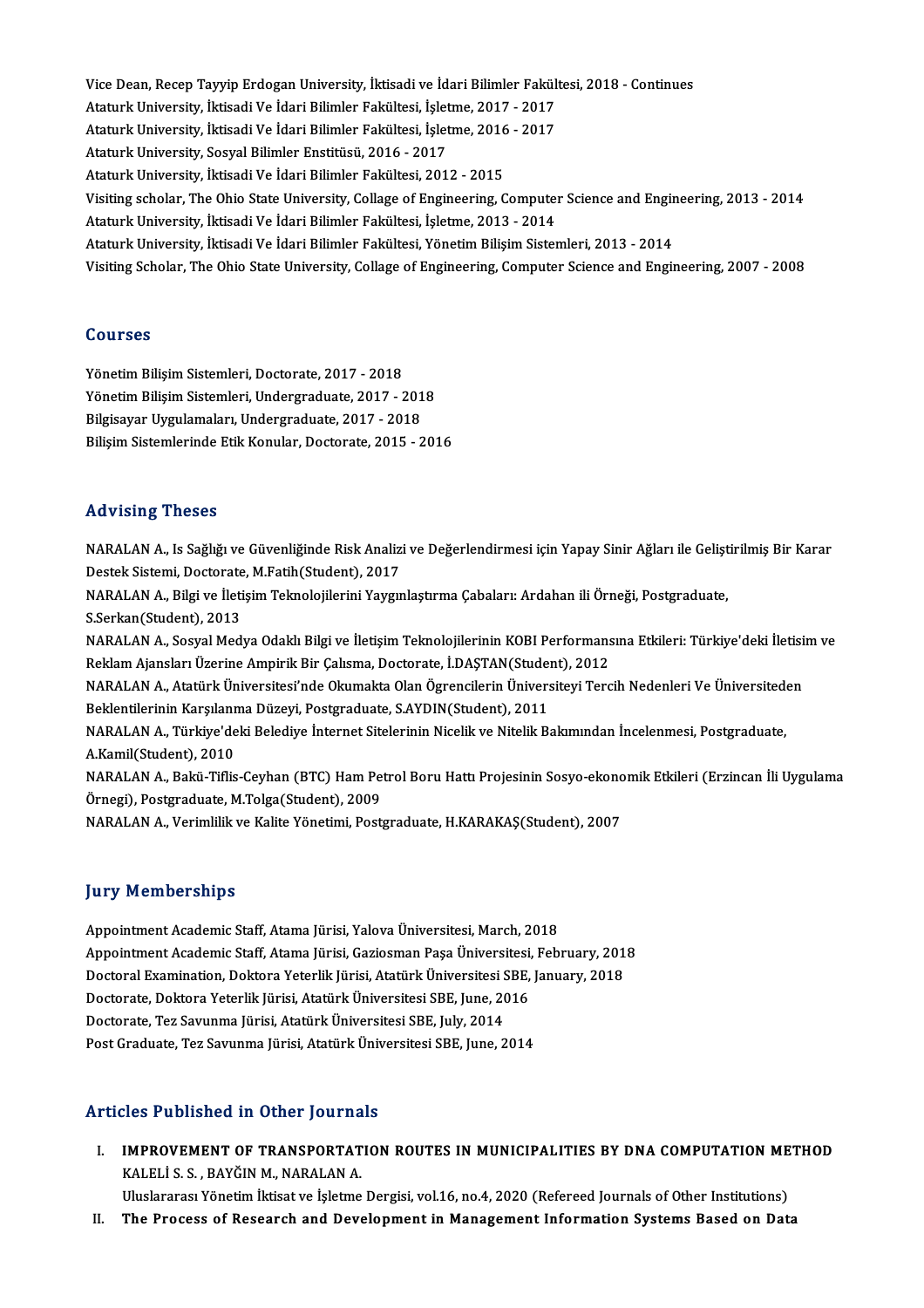Vice Dean, Recep Tayyip Erdogan University, İktisadi ve İdari Bilimler Fakültesi, 2018 - Continues
Ataturk University, İktisadi Ve İdari Bilimler Fakültesi, İşletme, 2017 - 2017
Ataturk University, İktisadi Ve İdari Bilimler Fakültesi, İşletme, 2016 - 2017
Ataturk University, Sosyal Bilimler Enstitüsü, 2016 - 2017
Ataturk University, İktisadi Ve İdari Bilimler Fakültesi, 2012 - 2015
Visiting scholar, The Ohio State University, Collage of Engineering, Computer Science and Engineering, 2013 - 2014
Ataturk University, İktisadi Ve İdari Bilimler Fakültesi, İşletme, 2013 - 2014
Ataturk University, İktisadi Ve İdari Bilimler Fakültesi, Yönetim Bilişim Sistemleri, 2013 - 2014
Visiting Scholar, The Ohio State University, Collage of Engineering, Computer Science and Engineering, 2007 - 2008

## Courses

Yönetim Bilişim Sistemleri, Doctorate, 2017 - 2018
Yönetim Bilişim Sistemleri, Undergraduate, 2017 - 2018
Bilgisayar Uygulamaları, Undergraduate, 2017 - 2018
Bilişim Sistemlerinde Etik Konular, Doctorate, 2015 - 2016

## Advising Theses

NARALAN A., Is Sağlığı ve Güvenliğinde Risk Analizi ve Değerlendirmesi için Yapay Sinir Ağları ile Geliştirilmiş Bir Karar Destek Sistemi, Doctorate, M.Fatih(Student), 2017
NARALAN A., Bilgi ve İletişim Teknolojilerini Yaygınlaştırma Çabaları: Ardahan ili Örneği, Postgraduate, S.Serkan(Student), 2013
NARALAN A., Sosyal Medya Odaklı Bilgi ve İletişim Teknolojilerinin KOBI Performansına Etkileri: Türkiye'deki İletisim ve Reklam Ajansları Üzerine Ampirik Bir Çalısma, Doctorate, İ.DAŞTAN(Student), 2012
NARALAN A., Atatürk Üniversitesi'nde Okumakta Olan Ögrencilerin Üniversiteyi Tercih Nedenleri Ve Üniversiteden Beklentilerinin Karşılanma Düzeyi, Postgraduate, S.AYDIN(Student), 2011
NARALAN A., Türkiye'deki Belediye İnternet Sitelerinin Nicelik ve Nitelik Bakımından İncelenmesi, Postgraduate, A.Kamil(Student), 2010
NARALAN A., Bakü-Tiflis-Ceyhan (BTC) Ham Petrol Boru Hattı Projesinin Sosyo-ekonomik Etkileri (Erzincan İli Uygulama Örnegi), Postgraduate, M.Tolga(Student), 2009
NARALAN A., Verimlilik ve Kalite Yönetimi, Postgraduate, H.KARAKAŞ(Student), 2007

## Jury Memberships

Appointment Academic Staff, Atama Jürisi, Yalova Üniversitesi, March, 2018
Appointment Academic Staff, Atama Jürisi, Gaziosman Paşa Üniversitesi, February, 2018
Doctoral Examination, Doktora Yeterlik Jürisi, Atatürk Üniversitesi SBE, January, 2018
Doctorate, Doktora Yeterlik Jürisi, Atatürk Üniversitesi SBE, June, 2016
Doctorate, Tez Savunma Jürisi, Atatürk Üniversitesi SBE, July, 2014
Post Graduate, Tez Savunma Jürisi, Atatürk Üniversitesi SBE, June, 2014

## Articles Published in Other Journals

I. **IMPROVEMENT OF TRANSPORTATION ROUTES IN MUNICIPALITIES BY DNA COMPUTATION METHOD**
KALELİ S. S. , BAYĞIN M., NARALAN A.
Uluslararası Yönetim İktisat ve İşletme Dergisi, vol.16, no.4, 2020 (Refereed Journals of Other Institutions)
II. **The Process of Research and Development in Management Information Systems Based on Data**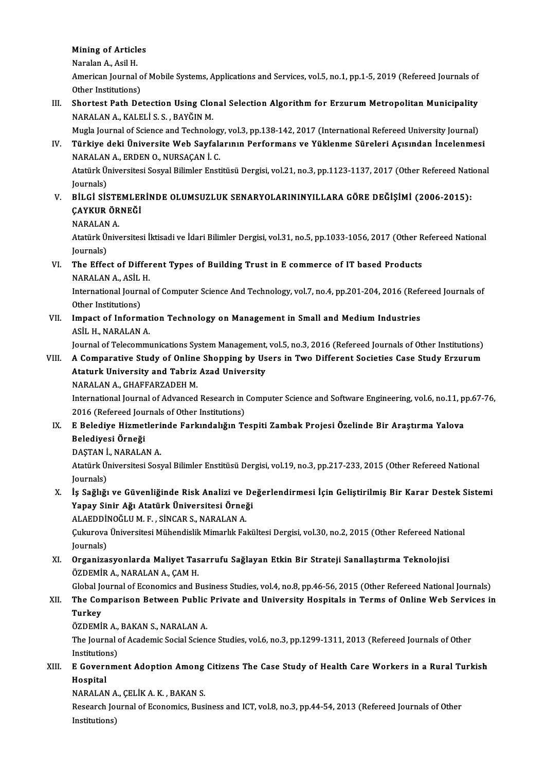**Mining of Articles**
Naralan A., Asil H.
American Journal of Mobile Systems, Applications and Services, vol.5, no.1, pp.1-5, 2019 (Refereed Journals of Other Institutions)

III. **Shortest Path Detection Using Clonal Selection Algorithm for Erzurum Metropolitan Municipality**
NARALAN A., KALELİ S. S. , BAYĞIN M.
Mugla Journal of Science and Technology, vol.3, pp.138-142, 2017 (International Refereed University Journal)

IV. **Türkiye deki Üniversite Web Sayfalarının Performans ve Yüklenme Süreleri Açısından İncelenmesi**
NARALAN A., ERDEN O., NURSAÇAN İ. C.
Atatürk Üniversitesi Sosyal Bilimler Enstitüsü Dergisi, vol.21, no.3, pp.1123-1137, 2017 (Other Refereed National Journals)

V. **BİLGİ SİSTEMLERİNDE OLUMSUZLUK SENARYOLARININYILLARA GÖRE DEĞİŞİMİ (2006-2015): ÇAYKUR ÖRNEĞİ**
NARALAN A.
Atatürk Üniversitesi İktisadi ve İdari Bilimler Dergisi, vol.31, no.5, pp.1033-1056, 2017 (Other Refereed National Journals)

VI. **The Effect of Different Types of Building Trust in E commerce of IT based Products**
NARALAN A., ASİL H.
International Journal of Computer Science And Technology, vol.7, no.4, pp.201-204, 2016 (Refereed Journals of Other Institutions)

VII. **Impact of Information Technology on Management in Small and Medium Industries**
ASİL H., NARALAN A.
Journal of Telecommunications System Management, vol.5, no.3, 2016 (Refereed Journals of Other Institutions)

VIII. **A Comparative Study of Online Shopping by Users in Two Different Societies Case Study Erzurum Ataturk University and Tabriz Azad University**
NARALAN A., GHAFFARZADEH M.
International Journal of Advanced Research in Computer Science and Software Engineering, vol.6, no.11, pp.67-76, 2016 (Refereed Journals of Other Institutions)

IX. **E Belediye Hizmetlerinde Farkındalığın Tespiti Zambak Projesi Özelinde Bir Araştırma Yalova Belediyesi Örneği**
DAŞTAN İ., NARALAN A.
Atatürk Üniversitesi Sosyal Bilimler Enstitüsü Dergisi, vol.19, no.3, pp.217-233, 2015 (Other Refereed National Journals)

X. **İş Sağlığı ve Güvenliğinde Risk Analizi ve Değerlendirmesi İçin Geliştirilmiş Bir Karar Destek Sistemi Yapay Sinir Ağı Atatürk Üniversitesi Örneği**
ALAEDDİNOĞLU M. F. , SİNCAR S., NARALAN A.
Çukurova Üniversitesi Mühendislik Mimarlık Fakültesi Dergisi, vol.30, no.2, 2015 (Other Refereed National Journals)

XI. **Organizasyonlarda Maliyet Tasarrufu Sağlayan Etkin Bir Strateji Sanallaştırma Teknolojisi**
ÖZDEMİR A., NARALAN A., ÇAM H.
Global Journal of Economics and Business Studies, vol.4, no.8, pp.46-56, 2015 (Other Refereed National Journals)

XII. **The Comparison Between Public Private and University Hospitals in Terms of Online Web Services in Turkey**
ÖZDEMİR A., BAKAN S., NARALAN A.
The Journal of Academic Social Science Studies, vol.6, no.3, pp.1299-1311, 2013 (Refereed Journals of Other Institutions)

XIII. **E Government Adoption Among Citizens The Case Study of Health Care Workers in a Rural Turkish Hospital**
NARALAN A., ÇELİK A. K. , BAKAN S.
Research Journal of Economics, Business and ICT, vol.8, no.3, pp.44-54, 2013 (Refereed Journals of Other Institutions)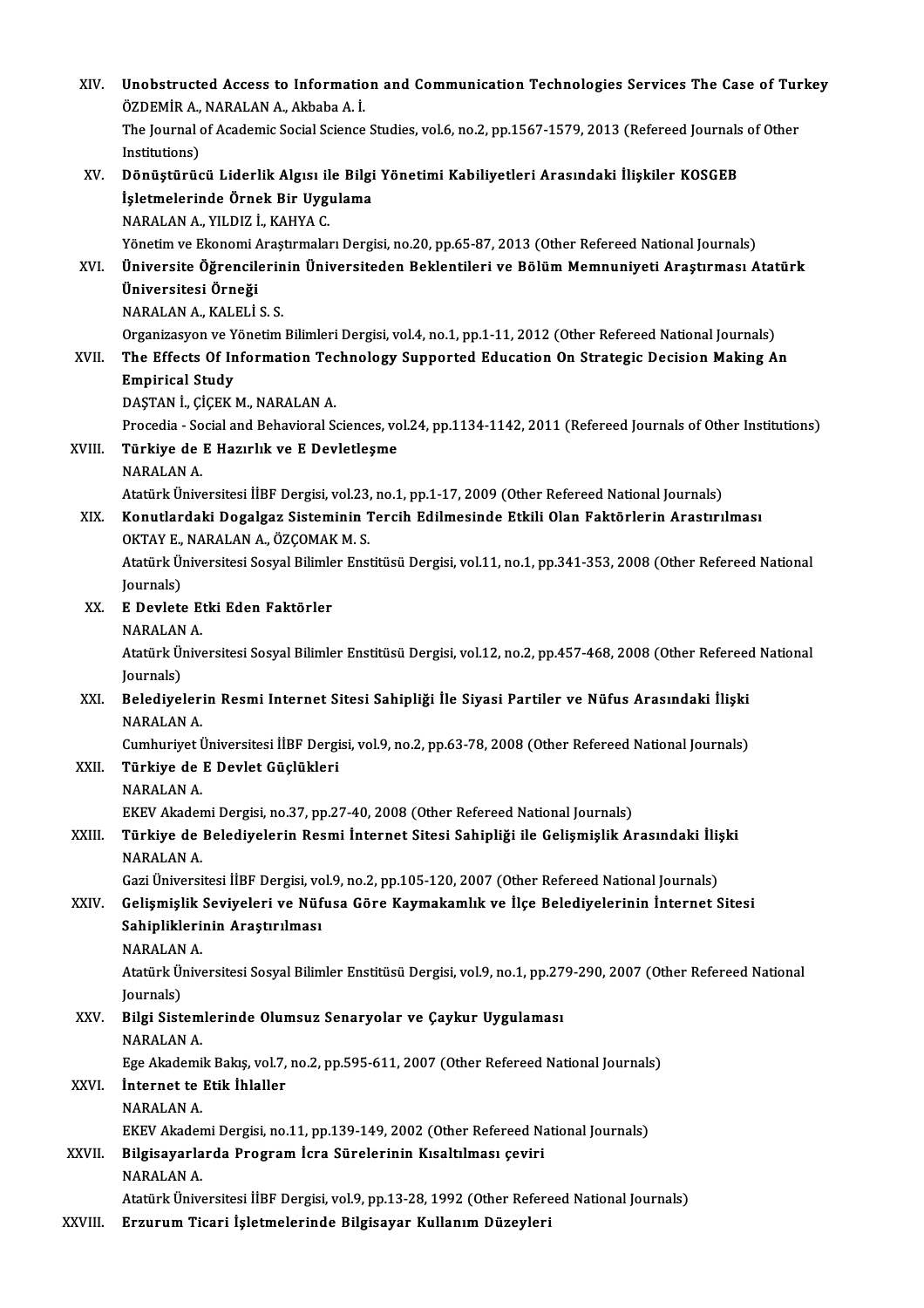XIV. **Unobstructed Access to Information and Communication Technologies Services The Case of Turkey**
ÖZDEMİR A., NARALAN A., Akbaba A. İ.
The Journal of Academic Social Science Studies, vol.6, no.2, pp.1567-1579, 2013 (Refereed Journals of Other Institutions)

XV. **Dönüştürücü Liderlik Algısı ile Bilgi Yönetimi Kabiliyetleri Arasındaki İlişkiler KOSGEB İşletmelerinde Örnek Bir Uygulama**
NARALAN A., YILDIZ İ., KAHYA C.
Yönetim ve Ekonomi Araştırmaları Dergisi, no.20, pp.65-87, 2013 (Other Refereed National Journals)

XVI. **Üniversite Öğrencilerinin Üniversiteden Beklentileri ve Bölüm Memnuniyeti Araştırması Atatürk Üniversitesi Örneği**
NARALAN A., KALELİ S. S.
Organizasyon ve Yönetim Bilimleri Dergisi, vol.4, no.1, pp.1-11, 2012 (Other Refereed National Journals)

XVII. **The Effects Of Information Technology Supported Education On Strategic Decision Making An Empirical Study**
DAŞTAN İ., ÇİÇEK M., NARALAN A.
Procedia - Social and Behavioral Sciences, vol.24, pp.1134-1142, 2011 (Refereed Journals of Other Institutions)

XVIII. **Türkiye de E Hazırlık ve E Devletleşme**
NARALAN A.
Atatürk Üniversitesi İİBF Dergisi, vol.23, no.1, pp.1-17, 2009 (Other Refereed National Journals)

XIX. **Konutlardaki Dogalgaz Sisteminin Tercih Edilmesinde Etkili Olan Faktörlerin Arastırılması**
OKTAY E., NARALAN A., ÖZÇOMAK M. S.
Atatürk Üniversitesi Sosyal Bilimler Enstitüsü Dergisi, vol.11, no.1, pp.341-353, 2008 (Other Refereed National Journals)

XX. **E Devlete Etki Eden Faktörler**
NARALAN A.
Atatürk Üniversitesi Sosyal Bilimler Enstitüsü Dergisi, vol.12, no.2, pp.457-468, 2008 (Other Refereed National Journals)

XXI. **Belediyelerin Resmi Internet Sitesi Sahipliği İle Siyasi Partiler ve Nüfus Arasındaki İlişki**
NARALAN A.
Cumhuriyet Üniversitesi İİBF Dergisi, vol.9, no.2, pp.63-78, 2008 (Other Refereed National Journals)

XXII. **Türkiye de E Devlet Güçlükleri**
NARALAN A.
EKEV Akademi Dergisi, no.37, pp.27-40, 2008 (Other Refereed National Journals)

XXIII. **Türkiye de Belediyelerin Resmi İnternet Sitesi Sahipliği ile Gelişmişlik Arasındaki İlişki**
NARALAN A.
Gazi Üniversitesi İİBF Dergisi, vol.9, no.2, pp.105-120, 2007 (Other Refereed National Journals)

XXIV. **Gelişmişlik Seviyeleri ve Nüfusa Göre Kaymakamlık ve İlçe Belediyelerinin İnternet Sitesi Sahipliklerinin Araştırılması**
NARALAN A.
Atatürk Üniversitesi Sosyal Bilimler Enstitüsü Dergisi, vol.9, no.1, pp.279-290, 2007 (Other Refereed National Journals)

XXV. **Bilgi Sistemlerinde Olumsuz Senaryolar ve Çaykur Uygulaması**
NARALAN A.
Ege Akademik Bakış, vol.7, no.2, pp.595-611, 2007 (Other Refereed National Journals)

XXVI. **İnternet te Etik İhlaller**
NARALAN A.
EKEV Akademi Dergisi, no.11, pp.139-149, 2002 (Other Refereed National Journals)

XXVII. **Bilgisayarlarda Program İcra Sürelerinin Kısaltılması çeviri**
NARALAN A.
Atatürk Üniversitesi İİBF Dergisi, vol.9, pp.13-28, 1992 (Other Refereed National Journals)

XXVIII. **Erzurum Ticari İşletmelerinde Bilgisayar Kullanım Düzeyleri**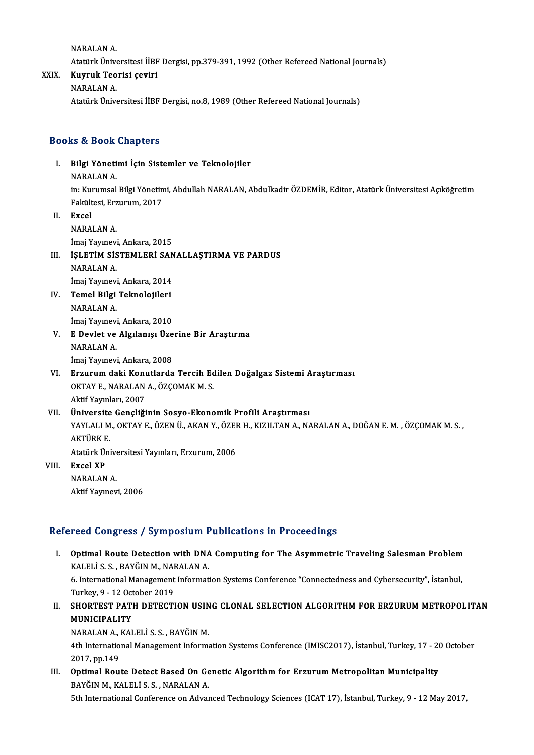NARALAN A.
Atatürk Üniversitesi İİBF Dergisi, pp.379-391, 1992 (Other Refereed National Journals)

XXIX. **Kuyruk Teorisi çeviri**
NARALAN A.
Atatürk Üniversitesi İİBF Dergisi, no.8, 1989 (Other Refereed National Journals)

## Books & Book Chapters

I. **Bilgi Yönetimi İçin Sistemler ve Teknolojiler**
NARALAN A.
in: Kurumsal Bilgi Yönetimi, Abdullah NARALAN, Abdulkadir ÖZDEMİR, Editor, Atatürk Üniversitesi Açıköğretim Fakültesi, Erzurum, 2017

II. **Excel**
NARALAN A.
İmaj Yayınevi, Ankara, 2015

III. **İŞLETİM SİSTEMLERİ SANALLAŞTIRMA VE PARDUS**
NARALAN A.
İmaj Yayınevi, Ankara, 2014

IV. **Temel Bilgi Teknolojileri**
NARALAN A.
İmaj Yayınevi, Ankara, 2010

V. **E Devlet ve Algılanışı Üzerine Bir Araştırma**
NARALAN A.
İmaj Yayınevi, Ankara, 2008

VI. **Erzurum daki Konutlarda Tercih Edilen Doğalgaz Sistemi Araştırması**
OKTAY E., NARALAN A., ÖZÇOMAK M. S.
Aktif Yayınları, 2007

VII. **Üniversite Gençliğinin Sosyo-Ekonomik Profili Araştırması**
YAYLALI M., OKTAY E., ÖZEN Ü., AKAN Y., ÖZER H., KIZILTAN A., NARALAN A., DOĞAN E. M. , ÖZÇOMAK M. S. , AKTÜRK E.
Atatürk Üniversitesi Yayınları, Erzurum, 2006

VIII. **Excel XP**
NARALAN A.
Aktif Yayınevi, 2006

## Refereed Congress / Symposium Publications in Proceedings

I. **Optimal Route Detection with DNA Computing for The Asymmetric Traveling Salesman Problem**
KALELİ S. S. , BAYĞIN M., NARALAN A.
6. International Management Information Systems Conference "Connectedness and Cybersecurity", İstanbul, Turkey, 9 - 12 October 2019

II. **SHORTEST PATH DETECTION USING CLONAL SELECTION ALGORITHM FOR ERZURUM METROPOLITAN MUNICIPALITY**
NARALAN A., KALELİ S. S. , BAYĞIN M.
4th International Management Information Systems Conference (IMISC2017), İstanbul, Turkey, 17 - 20 October 2017, pp.149

III. **Optimal Route Detect Based On Genetic Algorithm for Erzurum Metropolitan Municipality**
BAYĞIN M., KALELİ S. S. , NARALAN A.
5th International Conference on Advanced Technology Sciences (ICAT 17), İstanbul, Turkey, 9 - 12 May 2017,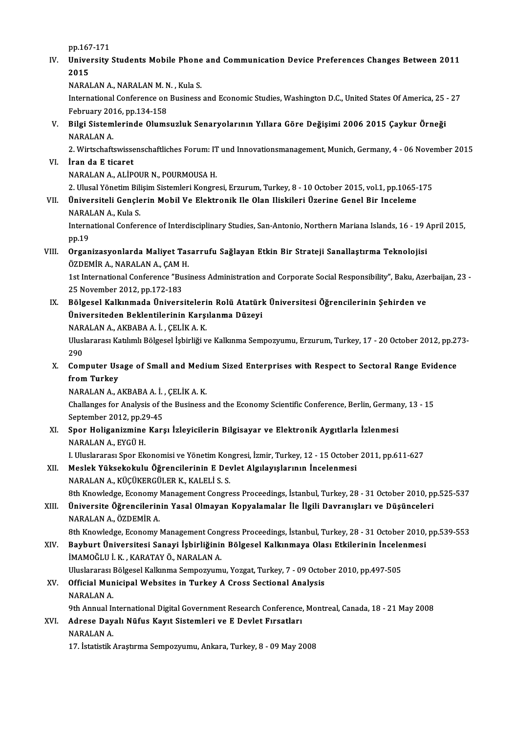pp.167-171

IV. **University Students Mobile Phone and Communication Device Preferences Changes Between 2011 2015**
NARALAN A., NARALAN M. N. , Kula S.
International Conference on Business and Economic Studies, Washington D.C., United States Of America, 25 - 27 February 2016, pp.134-158

V. **Bilgi Sistemlerinde Olumsuzluk Senaryolarının Yıllara Göre Değişimi 2006 2015 Çaykur Örneği**
NARALAN A.
2. Wirtschaftswissenschaftliches Forum: IT und Innovationsmanagement, Munich, Germany, 4 - 06 November 2015

VI. **İran da E ticaret**
NARALAN A., ALİPOUR N., POURMOUSA H.
2. Ulusal Yönetim Bilişim Sistemleri Kongresi, Erzurum, Turkey, 8 - 10 October 2015, vol.1, pp.1065-175

VII. **Üniversiteli Gençlerin Mobil Ve Elektronik Ile Olan Iliskileri Üzerine Genel Bir Inceleme**
NARALAN A., Kula S.
International Conference of Interdisciplinary Studies, San-Antonio, Northern Mariana Islands, 16 - 19 April 2015, pp.19

VIII. **Organizasyonlarda Maliyet Tasarrufu Sağlayan Etkin Bir Strateji Sanallaştırma Teknolojisi**
ÖZDEMİR A., NARALAN A., ÇAM H.
1st International Conference "Business Administration and Corporate Social Responsibility", Baku, Azerbaijan, 23 - 25 November 2012, pp.172-183

IX. **Bölgesel Kalkınmada Üniversitelerin Rolü Atatürk Üniversitesi Öğrencilerinin Şehirden ve Üniversiteden Beklentilerinin Karşılanma Düzeyi**
NARALAN A., AKBABA A. İ. , ÇELİK A. K.
Uluslararası Katılımlı Bölgesel İşbirliği ve Kalkınma Sempozyumu, Erzurum, Turkey, 17 - 20 October 2012, pp.273-290

X. **Computer Usage of Small and Medium Sized Enterprises with Respect to Sectoral Range Evidence from Turkey**
NARALAN A., AKBABA A. İ. , ÇELİK A. K.
Challanges for Analysis of the Business and the Economy Scientific Conference, Berlin, Germany, 13 - 15 September 2012, pp.29-45

XI. **Spor Holiganizmine Karşı İzleyicilerin Bilgisayar ve Elektronik Aygıtlarla İzlenmesi**
NARALAN A., EYGÜ H.
I. Uluslararası Spor Ekonomisi ve Yönetim Kongresi, İzmir, Turkey, 12 - 15 October 2011, pp.611-627

XII. **Meslek Yüksekokulu Öğrencilerinin E Devlet Algılayışlarının İncelenmesi**
NARALAN A., KÜÇÜKERGÜLER K., KALELİ S. S.
8th Knowledge, Economy Management Congress Proceedings, İstanbul, Turkey, 28 - 31 October 2010, pp.525-537

XIII. **Üniversite Öğrencilerinin Yasal Olmayan Kopyalamalar İle İlgili Davranışları ve Düşünceleri**
NARALAN A., ÖZDEMİR A.
8th Knowledge, Economy Management Congress Proceedings, İstanbul, Turkey, 28 - 31 October 2010, pp.539-553

XIV. **Bayburt Üniversitesi Sanayi İşbirliğinin Bölgesel Kalkınmaya Olası Etkilerinin İncelenmesi**
İMAMOĞLU İ. K. , KARATAY Ö., NARALAN A.
Uluslararası Bölgesel Kalkınma Sempozyumu, Yozgat, Turkey, 7 - 09 October 2010, pp.497-505

XV. **Official Municipal Websites in Turkey A Cross Sectional Analysis**
NARALAN A.
9th Annual International Digital Government Research Conference, Montreal, Canada, 18 - 21 May 2008

XVI. **Adrese Dayalı Nüfus Kayıt Sistemleri ve E Devlet Fırsatları**
NARALAN A.
17. İstatistik Araştırma Sempozyumu, Ankara, Turkey, 8 - 09 May 2008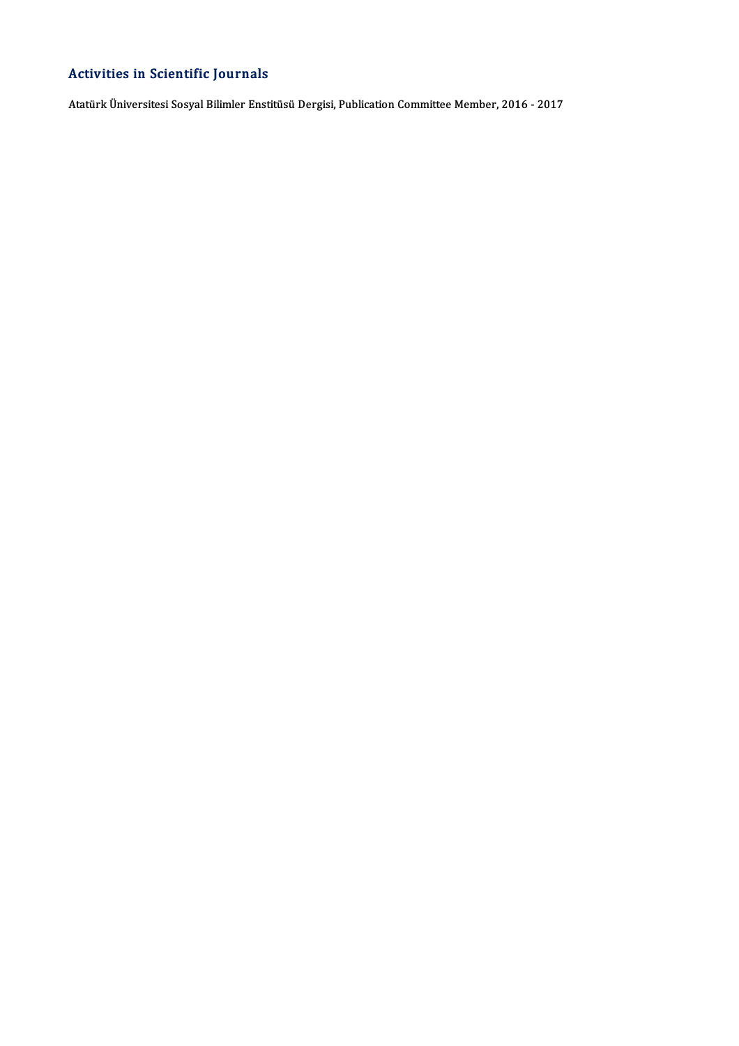## Activities in Scientific Journals

Atatürk Üniversitesi Sosyal Bilimler Enstitüsü Dergisi, Publication Committee Member, 2016 - 2017